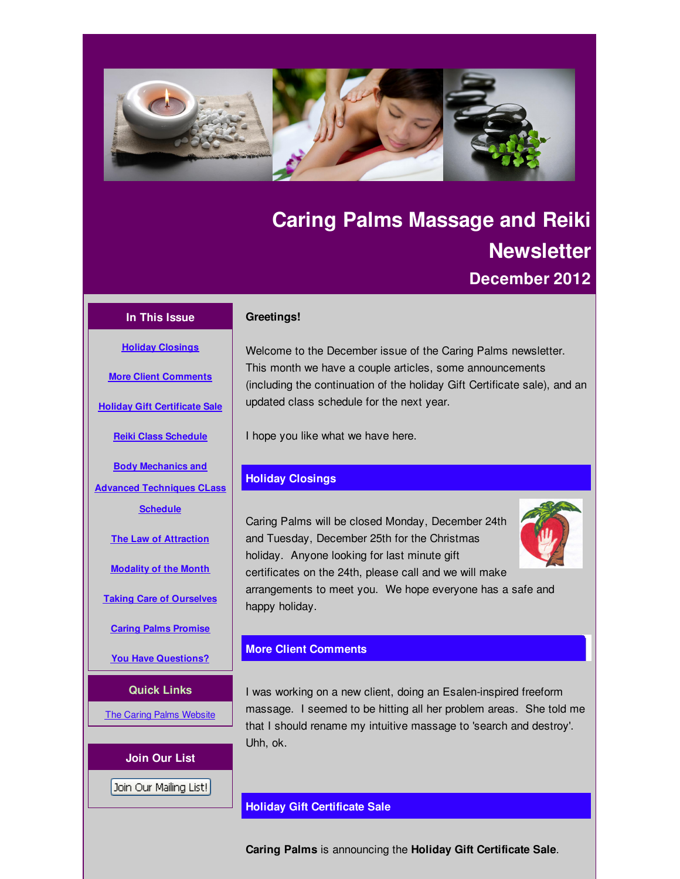# Caring Palms Massage and Reiki Newsletter

## December 2012

### In This Issue

- Holiday Closings
- More Client Comments
- Holiday Gift Certificate Sale
- Reiki Class Schedule
- Body Mechanics and Advanced Techniques CLass Schedule
- The Law of Attraction
- Modality of the Month
- Taking Care of Ourselves
- Caring Palms Promise
- You Have Questions?

### Quick Links

The Caring Palms Website

### Join Our List

Join Our Mailing List!

**Greetings!**

Welcome to the December issue of the Caring Palms newsletter. This month we have a couple articles, some announcements (including the continuation of the holiday Gift Certificate sale), and an updated class schedule for the next year.

I hope you like what we have here.

### Holiday Closings

Caring Palms will be closed Monday, December 24th and Tuesday, December 25th for the Christmas holiday. Anyone looking for last minute gift certificates on the 24th, please call and we will make arrangements to meet you. We hope everyone has a safe and happy holiday.

### More Client Comments

I was working on a new client, doing an Esalen-inspired freeform massage. I seemed to be hitting all her problem areas. She told me that I should rename my intuitive massage to 'search and destroy'. Uhh, ok.

### Holiday Gift Certificate Sale

**Caring Palms** is announcing the **Holiday Gift Certificate Sale**.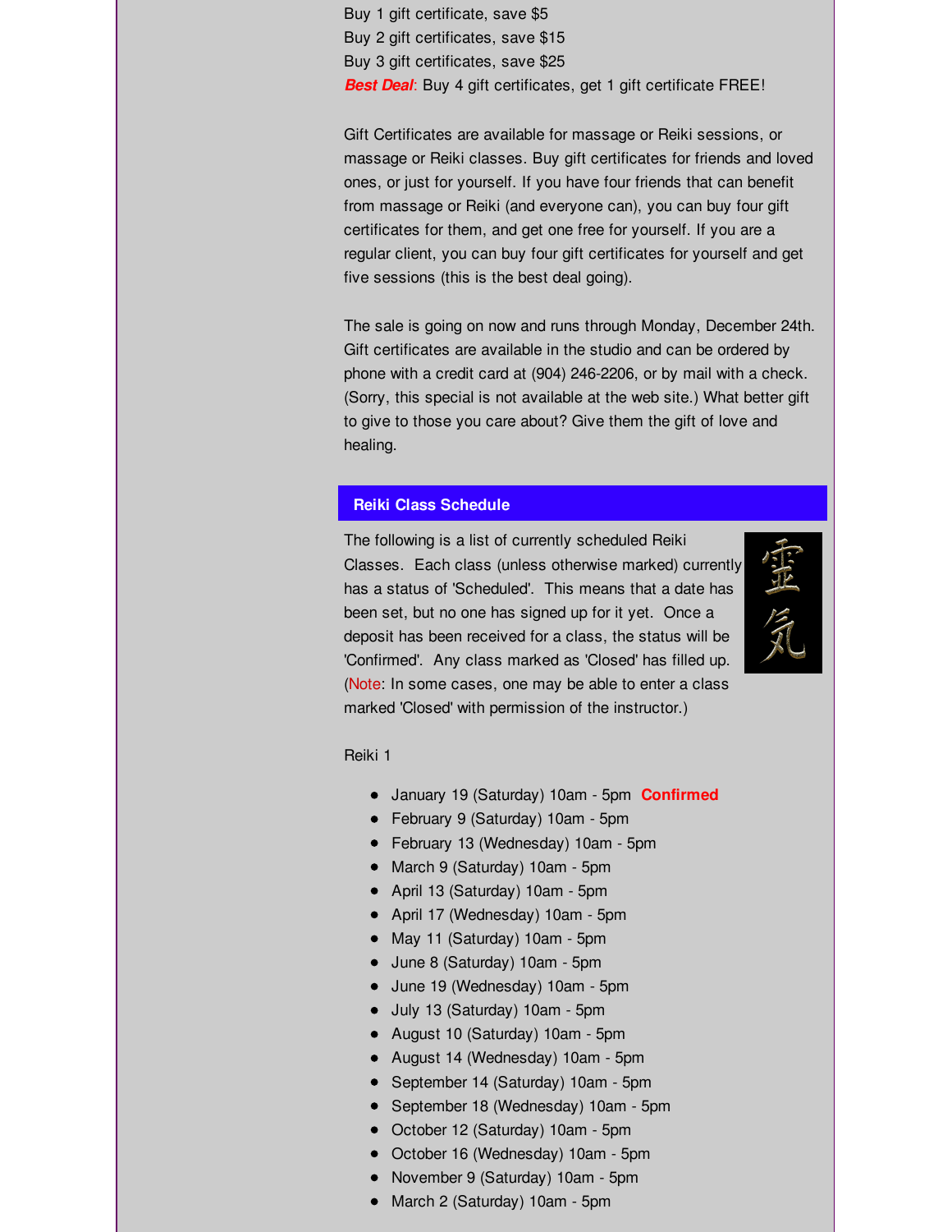Buy 1 gift certificate, save $5
Buy 2 gift certificates, save $15
Buy 3 gift certificates, save $25
***Best Deal***: Buy 4 gift certificates, get 1 gift certificate FREE!

Gift Certificates are available for massage or Reiki sessions, or massage or Reiki classes. Buy gift certificates for friends and loved ones, or just for yourself. If you have four friends that can benefit from massage or Reiki (and everyone can), you can buy four gift certificates for them, and get one free for yourself. If you are a regular client, you can buy four gift certificates for yourself and get five sessions (this is the best deal going).

The sale is going on now and runs through Monday, December 24th. Gift certificates are available in the studio and can be ordered by phone with a credit card at (904) 246-2206, or by mail with a check. (Sorry, this special is not available at the web site.) What better gift to give to those you care about? Give them the gift of love and healing.

## Reiki Class Schedule

The following is a list of currently scheduled Reiki Classes. Each class (unless otherwise marked) currently has a status of 'Scheduled'. This means that a date has been set, but no one has signed up for it yet. Once a deposit has been received for a class, the status will be 'Confirmed'. Any class marked as 'Closed' has filled up. (Note: In some cases, one may be able to enter a class marked 'Closed' with permission of the instructor.)

Reiki 1

- January 19 (Saturday) 10am - 5pm **Confirmed**
- February 9 (Saturday) 10am - 5pm
- February 13 (Wednesday) 10am - 5pm
- March 9 (Saturday) 10am - 5pm
- April 13 (Saturday) 10am - 5pm
- April 17 (Wednesday) 10am - 5pm
- May 11 (Saturday) 10am - 5pm
- June 8 (Saturday) 10am - 5pm
- June 19 (Wednesday) 10am - 5pm
- July 13 (Saturday) 10am - 5pm
- August 10 (Saturday) 10am - 5pm
- August 14 (Wednesday) 10am - 5pm
- September 14 (Saturday) 10am - 5pm
- September 18 (Wednesday) 10am - 5pm
- October 12 (Saturday) 10am - 5pm
- October 16 (Wednesday) 10am - 5pm
- November 9 (Saturday) 10am - 5pm
- March 2 (Saturday) 10am - 5pm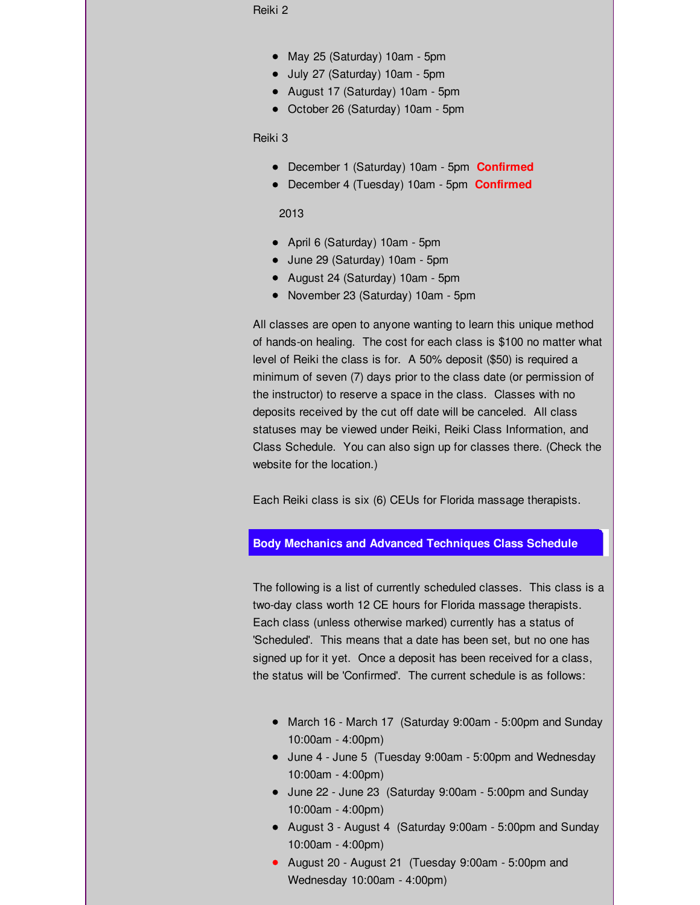Reiki 2

- May 25 (Saturday) 10am - 5pm
- July 27 (Saturday) 10am - 5pm
- August 17 (Saturday) 10am - 5pm
- October 26 (Saturday) 10am - 5pm

Reiki 3

- December 1 (Saturday) 10am - 5pm **Confirmed**
- December 4 (Tuesday) 10am - 5pm **Confirmed**

2013

- April 6 (Saturday) 10am - 5pm
- June 29 (Saturday) 10am - 5pm
- August 24 (Saturday) 10am - 5pm
- November 23 (Saturday) 10am - 5pm

All classes are open to anyone wanting to learn this unique method of hands-on healing. The cost for each class is $100 no matter what level of Reiki the class is for. A 50% deposit ($50) is required a minimum of seven (7) days prior to the class date (or permission of the instructor) to reserve a space in the class. Classes with no deposits received by the cut off date will be canceled. All class statuses may be viewed under Reiki, Reiki Class Information, and Class Schedule. You can also sign up for classes there. (Check the website for the location.)

Each Reiki class is six (6) CEUs for Florida massage therapists.

## Body Mechanics and Advanced Techniques Class Schedule

The following is a list of currently scheduled classes. This class is a two-day class worth 12 CE hours for Florida massage therapists. Each class (unless otherwise marked) currently has a status of 'Scheduled'. This means that a date has been set, but no one has signed up for it yet. Once a deposit has been received for a class, the status will be 'Confirmed'. The current schedule is as follows:

- March 16 - March 17 (Saturday 9:00am - 5:00pm and Sunday 10:00am - 4:00pm)
- June 4 - June 5 (Tuesday 9:00am - 5:00pm and Wednesday 10:00am - 4:00pm)
- June 22 - June 23 (Saturday 9:00am - 5:00pm and Sunday 10:00am - 4:00pm)
- August 3 - August 4 (Saturday 9:00am - 5:00pm and Sunday 10:00am - 4:00pm)
- August 20 - August 21 (Tuesday 9:00am - 5:00pm and Wednesday 10:00am - 4:00pm)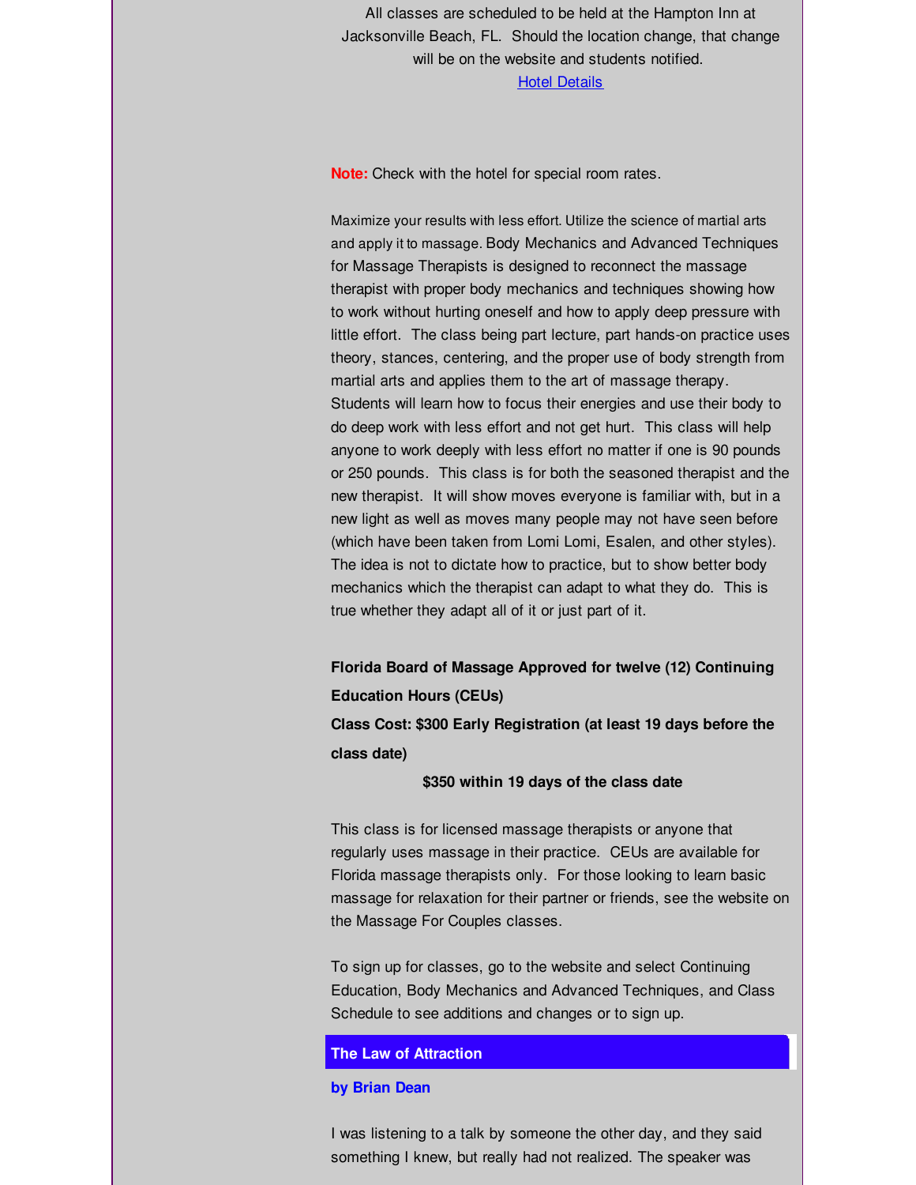All classes are scheduled to be held at the Hampton Inn at Jacksonville Beach, FL. Should the location change, that change will be on the website and students notified.

Hotel Details

**Note:** Check with the hotel for special room rates.

Maximize your results with less effort. Utilize the science of martial arts and apply it to massage. Body Mechanics and Advanced Techniques for Massage Therapists is designed to reconnect the massage therapist with proper body mechanics and techniques showing how to work without hurting oneself and how to apply deep pressure with little effort. The class being part lecture, part hands-on practice uses theory, stances, centering, and the proper use of body strength from martial arts and applies them to the art of massage therapy. Students will learn how to focus their energies and use their body to do deep work with less effort and not get hurt. This class will help anyone to work deeply with less effort no matter if one is 90 pounds or 250 pounds. This class is for both the seasoned therapist and the new therapist. It will show moves everyone is familiar with, but in a new light as well as moves many people may not have seen before (which have been taken from Lomi Lomi, Esalen, and other styles). The idea is not to dictate how to practice, but to show better body mechanics which the therapist can adapt to what they do. This is true whether they adapt all of it or just part of it.

**Florida Board of Massage Approved for twelve (12) Continuing Education Hours (CEUs)**

**Class Cost: $300 Early Registration (at least 19 days before the class date)**

**$350 within 19 days of the class date**

This class is for licensed massage therapists or anyone that regularly uses massage in their practice. CEUs are available for Florida massage therapists only. For those looking to learn basic massage for relaxation for their partner or friends, see the website on the Massage For Couples classes.

To sign up for classes, go to the website and select Continuing Education, Body Mechanics and Advanced Techniques, and Class Schedule to see additions and changes or to sign up.

## The Law of Attraction

**by Brian Dean**

I was listening to a talk by someone the other day, and they said something I knew, but really had not realized. The speaker was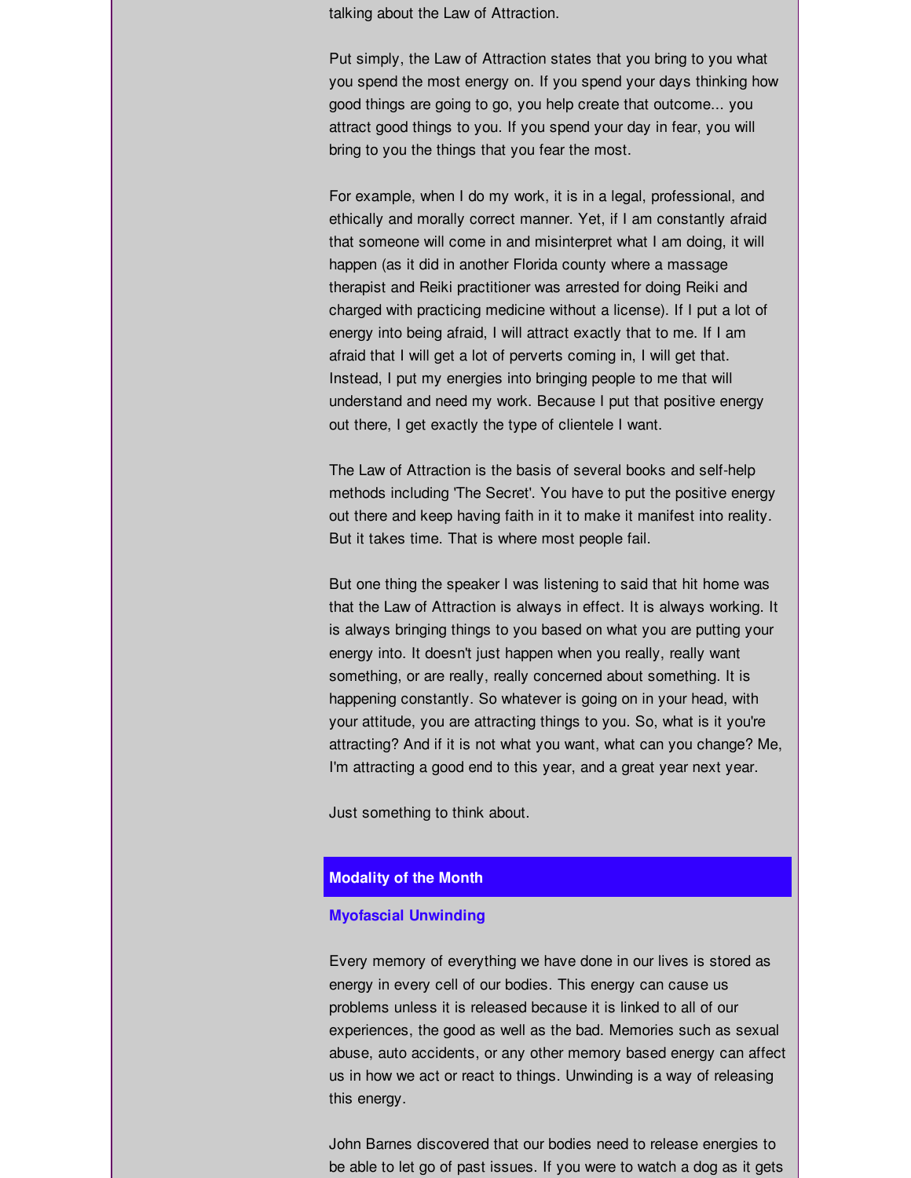talking about the Law of Attraction.

Put simply, the Law of Attraction states that you bring to you what you spend the most energy on. If you spend your days thinking how good things are going to go, you help create that outcome... you attract good things to you. If you spend your day in fear, you will bring to you the things that you fear the most.

For example, when I do my work, it is in a legal, professional, and ethically and morally correct manner. Yet, if I am constantly afraid that someone will come in and misinterpret what I am doing, it will happen (as it did in another Florida county where a massage therapist and Reiki practitioner was arrested for doing Reiki and charged with practicing medicine without a license). If I put a lot of energy into being afraid, I will attract exactly that to me. If I am afraid that I will get a lot of perverts coming in, I will get that. Instead, I put my energies into bringing people to me that will understand and need my work. Because I put that positive energy out there, I get exactly the type of clientele I want.

The Law of Attraction is the basis of several books and self-help methods including 'The Secret'. You have to put the positive energy out there and keep having faith in it to make it manifest into reality. But it takes time. That is where most people fail.

But one thing the speaker I was listening to said that hit home was that the Law of Attraction is always in effect. It is always working. It is always bringing things to you based on what you are putting your energy into. It doesn't just happen when you really, really want something, or are really, really concerned about something. It is happening constantly. So whatever is going on in your head, with your attitude, you are attracting things to you. So, what is it you're attracting? And if it is not what you want, what can you change? Me, I'm attracting a good end to this year, and a great year next year.

Just something to think about.

## Modality of the Month

### Myofascial Unwinding

Every memory of everything we have done in our lives is stored as energy in every cell of our bodies. This energy can cause us problems unless it is released because it is linked to all of our experiences, the good as well as the bad. Memories such as sexual abuse, auto accidents, or any other memory based energy can affect us in how we act or react to things. Unwinding is a way of releasing this energy.

John Barnes discovered that our bodies need to release energies to be able to let go of past issues. If you were to watch a dog as it gets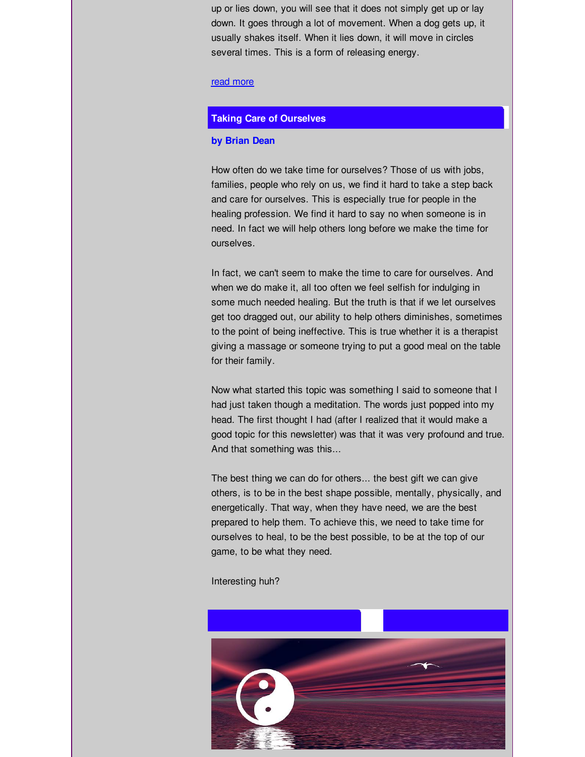up or lies down, you will see that it does not simply get up or lay down. It goes through a lot of movement. When a dog gets up, it usually shakes itself. When it lies down, it will move in circles several times. This is a form of releasing energy.

read more

## Taking Care of Ourselves

**by Brian Dean**

How often do we take time for ourselves? Those of us with jobs, families, people who rely on us, we find it hard to take a step back and care for ourselves. This is especially true for people in the healing profession. We find it hard to say no when someone is in need. In fact we will help others long before we make the time for ourselves.

In fact, we can't seem to make the time to care for ourselves. And when we do make it, all too often we feel selfish for indulging in some much needed healing. But the truth is that if we let ourselves get too dragged out, our ability to help others diminishes, sometimes to the point of being ineffective. This is true whether it is a therapist giving a massage or someone trying to put a good meal on the table for their family.

Now what started this topic was something I said to someone that I had just taken though a meditation. The words just popped into my head. The first thought I had (after I realized that it would make a good topic for this newsletter) was that it was very profound and true. And that something was this...

The best thing we can do for others... the best gift we can give others, is to be in the best shape possible, mentally, physically, and energetically. That way, when they have need, we are the best prepared to help them. To achieve this, we need to take time for ourselves to heal, to be the best possible, to be at the top of our game, to be what they need.

Interesting huh?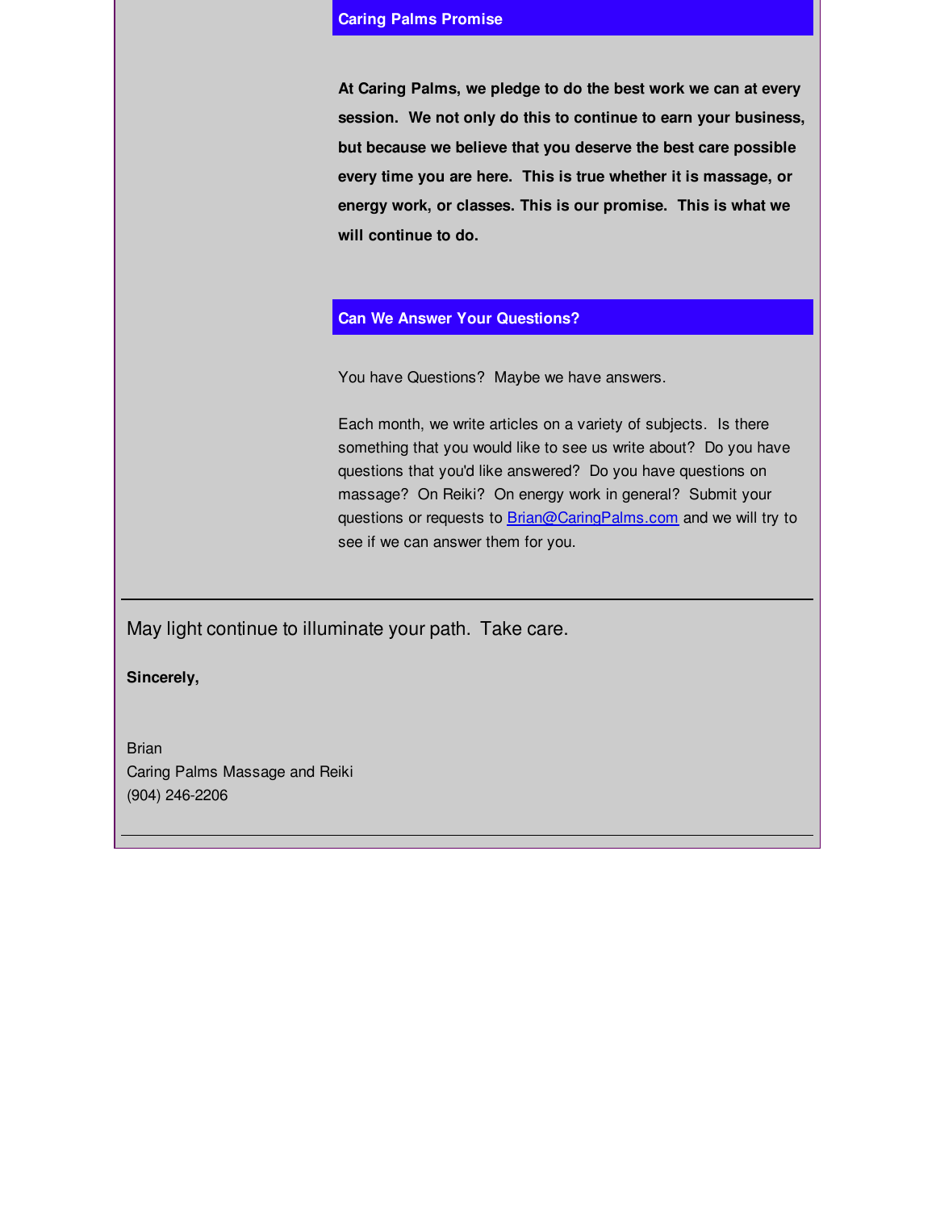## Caring Palms Promise

**At Caring Palms, we pledge to do the best work we can at every session. We not only do this to continue to earn your business, but because we believe that you deserve the best care possible every time you are here. This is true whether it is massage, or energy work, or classes. This is our promise. This is what we will continue to do.**

## Can We Answer Your Questions?

You have Questions? Maybe we have answers.

Each month, we write articles on a variety of subjects. Is there something that you would like to see us write about? Do you have questions that you'd like answered? Do you have questions on massage? On Reiki? On energy work in general? Submit your questions or requests to Brian@CaringPalms.com and we will try to see if we can answer them for you.

---

May light continue to illuminate your path. Take care.

**Sincerely,**

Brian
Caring Palms Massage and Reiki
(904) 246-2206

---